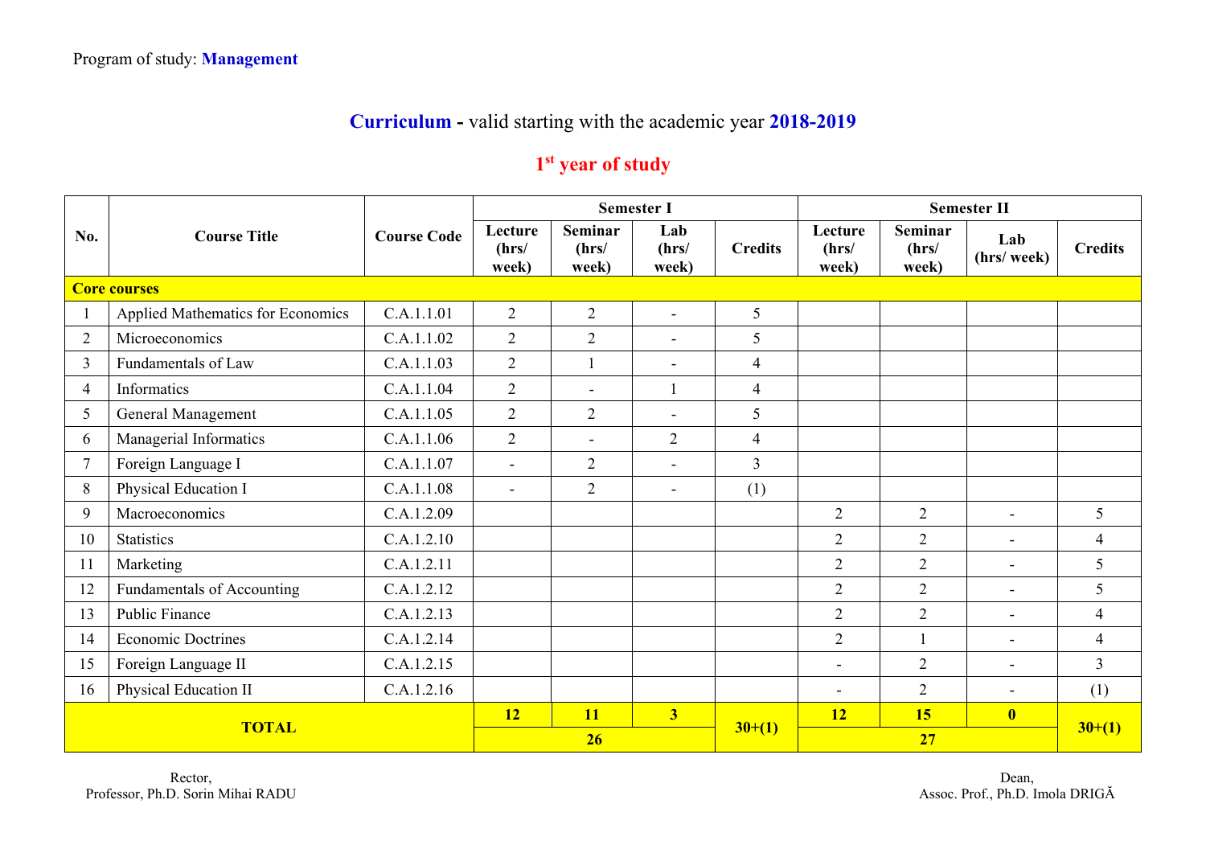Program of study: **Management**

## **Curriculum** - valid starting with the academic year **2018-2019**

### 1st year of study

| No. | Course Title | Course Code | Semester I | | | | Semester II | | | |
|---|---|---|---|---|---|---|---|---|---|---|
| | | | Lecture (hrs/ week) | Seminar (hrs/ week) | Lab (hrs/ week) | Credits | Lecture (hrs/ week) | Seminar (hrs/ week) | Lab (hrs/ week) | Credits |
| **Core courses** | | | | | | | | | | |
| 1 | Applied Mathematics for Economics | C.A.1.1.01 | 2 | 2 | - | 5 | | | | |
| 2 | Microeconomics | C.A.1.1.02 | 2 | 2 | - | 5 | | | | |
| 3 | Fundamentals of Law | C.A.1.1.03 | 2 | 1 | - | 4 | | | | |
| 4 | Informatics | C.A.1.1.04 | 2 | - | 1 | 4 | | | | |
| 5 | General Management | C.A.1.1.05 | 2 | 2 | - | 5 | | | | |
| 6 | Managerial Informatics | C.A.1.1.06 | 2 | - | 2 | 4 | | | | |
| 7 | Foreign Language I | C.A.1.1.07 | - | 2 | - | 3 | | | | |
| 8 | Physical Education I | C.A.1.1.08 | - | 2 | - | (1) | | | | |
| 9 | Macroeconomics | C.A.1.2.09 | | | | | 2 | 2 | - | 5 |
| 10 | Statistics | C.A.1.2.10 | | | | | 2 | 2 | - | 4 |
| 11 | Marketing | C.A.1.2.11 | | | | | 2 | 2 | - | 5 |
| 12 | Fundamentals of Accounting | C.A.1.2.12 | | | | | 2 | 2 | - | 5 |
| 13 | Public Finance | C.A.1.2.13 | | | | | 2 | 2 | - | 4 |
| 14 | Economic Doctrines | C.A.1.2.14 | | | | | 2 | 1 | - | 4 |
| 15 | Foreign Language II | C.A.1.2.15 | | | | | - | 2 | - | 3 |
| 16 | Physical Education II | C.A.1.2.16 | | | | | - | 2 | - | (1) |
| **TOTAL** | | | **12** | **11** | **3** | **30+(1)** | **12** | **15** | **0** | **30+(1)** |
| | | | **26** | | | | **27** | | | |

Rector,
Professor, Ph.D. Sorin Mihai RADU

Dean,
Assoc. Prof., Ph.D. Imola DRIGĂ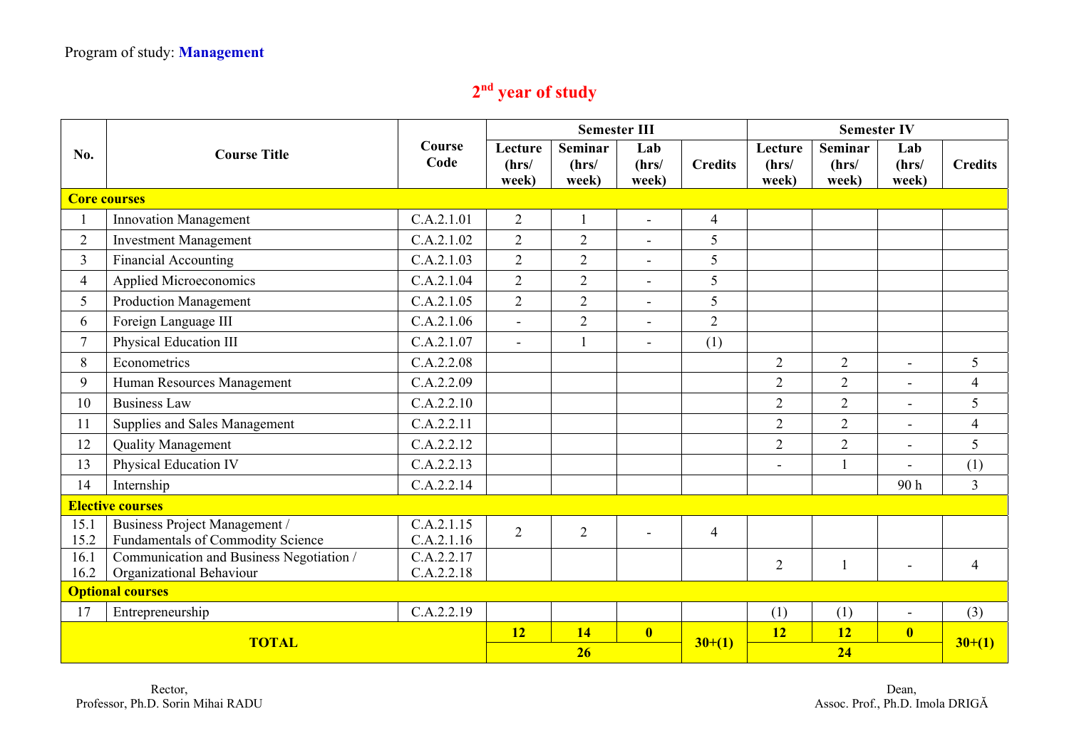Program of study: **Management**

## 2nd year of study

| No. | Course Title | Course Code | Semester III | | | | Semester IV | | | |
|---|---|---|---|---|---|---|---|---|---|---|
| | | | Lecture (hrs/ week) | Seminar (hrs/ week) | Lab (hrs/ week) | Credits | Lecture (hrs/ week) | Seminar (hrs/ week) | Lab (hrs/ week) | Credits |
| **Core courses** | | | | | | | | | | |
| 1 | Innovation Management | C.A.2.1.01 | 2 | 1 | - | 4 | | | | |
| 2 | Investment Management | C.A.2.1.02 | 2 | 2 | - | 5 | | | | |
| 3 | Financial Accounting | C.A.2.1.03 | 2 | 2 | - | 5 | | | | |
| 4 | Applied Microeconomics | C.A.2.1.04 | 2 | 2 | - | 5 | | | | |
| 5 | Production Management | C.A.2.1.05 | 2 | 2 | - | 5 | | | | |
| 6 | Foreign Language III | C.A.2.1.06 | - | 2 | - | 2 | | | | |
| 7 | Physical Education III | C.A.2.1.07 | - | 1 | - | (1) | | | | |
| 8 | Econometrics | C.A.2.2.08 | | | | | 2 | 2 | - | 5 |
| 9 | Human Resources Management | C.A.2.2.09 | | | | | 2 | 2 | - | 4 |
| 10 | Business Law | C.A.2.2.10 | | | | | 2 | 2 | - | 5 |
| 11 | Supplies and Sales Management | C.A.2.2.11 | | | | | 2 | 2 | - | 4 |
| 12 | Quality Management | C.A.2.2.12 | | | | | 2 | 2 | - | 5 |
| 13 | Physical Education IV | C.A.2.2.13 | | | | | - | 1 | - | (1) |
| 14 | Internship | C.A.2.2.14 | | | | | | | 90 h | 3 |
| **Elective courses** | | | | | | | | | | |
| 15.1<br>15.2 | Business Project Management /<br>Fundamentals of Commodity Science | C.A.2.1.15<br>C.A.2.1.16 | 2 | 2 | - | 4 | | | | |
| 16.1<br>16.2 | Communication and Business Negotiation /<br>Organizational Behaviour | C.A.2.2.17<br>C.A.2.2.18 | | | | | 2 | 1 | - | 4 |
| **Optional courses** | | | | | | | | | | |
| 17 | Entrepreneurship | C.A.2.2.19 | | | | | (1) | (1) | - | (3) |
| **TOTAL** | | | **12** | **14** | **0** | **30+(1)** | **12** | **12** | **0** | **30+(1)** |
| | | | **26** | | | | **24** | | | |

Rector,
Professor, Ph.D. Sorin Mihai RADU

Dean,
Assoc. Prof., Ph.D. Imola DRIGĂ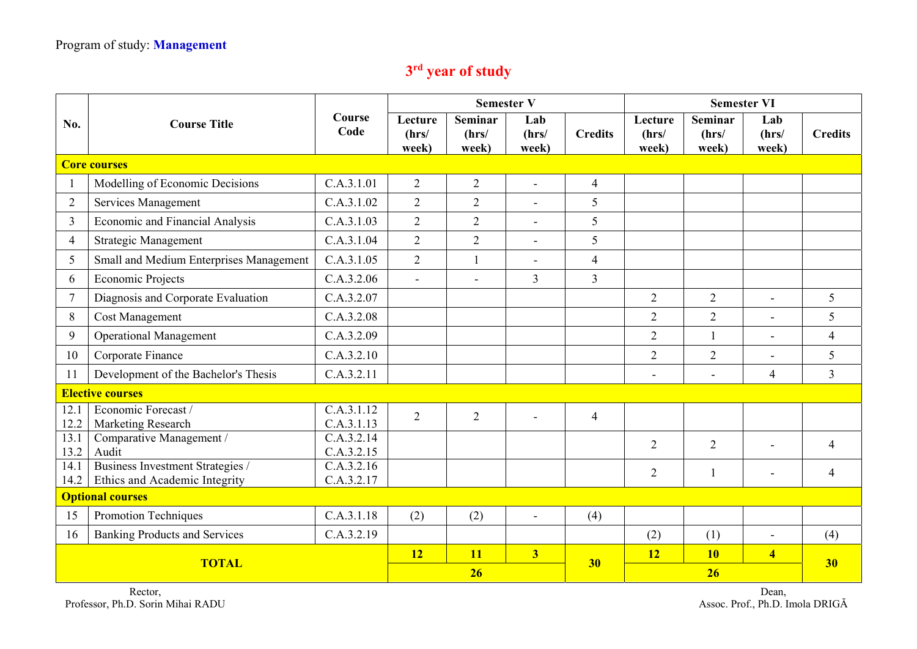Program of study: **Management**

## 3rd year of study

| No. | Course Title | Course Code | Semester V | | | | Semester VI | | | |
|---|---|---|---|---|---|---|---|---|---|---|
| | | | Lecture (hrs/ week) | Seminar (hrs/ week) | Lab (hrs/ week) | Credits | Lecture (hrs/ week) | Seminar (hrs/ week) | Lab (hrs/ week) | Credits |
| **Core courses** | | | | | | | | | | |
| 1 | Modelling of Economic Decisions | C.A.3.1.01 | 2 | 2 | - | 4 | | | | |
| 2 | Services Management | C.A.3.1.02 | 2 | 2 | - | 5 | | | | |
| 3 | Economic and Financial Analysis | C.A.3.1.03 | 2 | 2 | - | 5 | | | | |
| 4 | Strategic Management | C.A.3.1.04 | 2 | 2 | - | 5 | | | | |
| 5 | Small and Medium Enterprises Management | C.A.3.1.05 | 2 | 1 | - | 4 | | | | |
| 6 | Economic Projects | C.A.3.2.06 | - | - | 3 | 3 | | | | |
| 7 | Diagnosis and Corporate Evaluation | C.A.3.2.07 | | | | | 2 | 2 | - | 5 |
| 8 | Cost Management | C.A.3.2.08 | | | | | 2 | 2 | - | 5 |
| 9 | Operational Management | C.A.3.2.09 | | | | | 2 | 1 | - | 4 |
| 10 | Corporate Finance | C.A.3.2.10 | | | | | 2 | 2 | - | 5 |
| 11 | Development of the Bachelor's Thesis | C.A.3.2.11 | | | | | - | - | 4 | 3 |
| **Elective courses** | | | | | | | | | | |
| 12.1<br>12.2 | Economic Forecast /<br>Marketing Research | C.A.3.1.12<br>C.A.3.1.13 | 2 | 2 | - | 4 | | | | |
| 13.1<br>13.2 | Comparative Management /<br>Audit | C.A.3.2.14<br>C.A.3.2.15 | | | | | 2 | 2 | - | 4 |
| 14.1<br>14.2 | Business Investment Strategies /<br>Ethics and Academic Integrity | C.A.3.2.16<br>C.A.3.2.17 | | | | | 2 | 1 | - | 4 |
| **Optional courses** | | | | | | | | | | |
| 15 | Promotion Techniques | C.A.3.1.18 | (2) | (2) | - | (4) | | | | |
| 16 | Banking Products and Services | C.A.3.2.19 | | | | | (2) | (1) | - | (4) |
| **TOTAL** | | | **12** | **11** | **3** | **30** | **12** | **10** | **4** | **30** |
| | | | **26** | | | | **26** | | | |

Rector,
Professor, Ph.D. Sorin Mihai RADU

Dean,
Assoc. Prof., Ph.D. Imola DRIGĂ